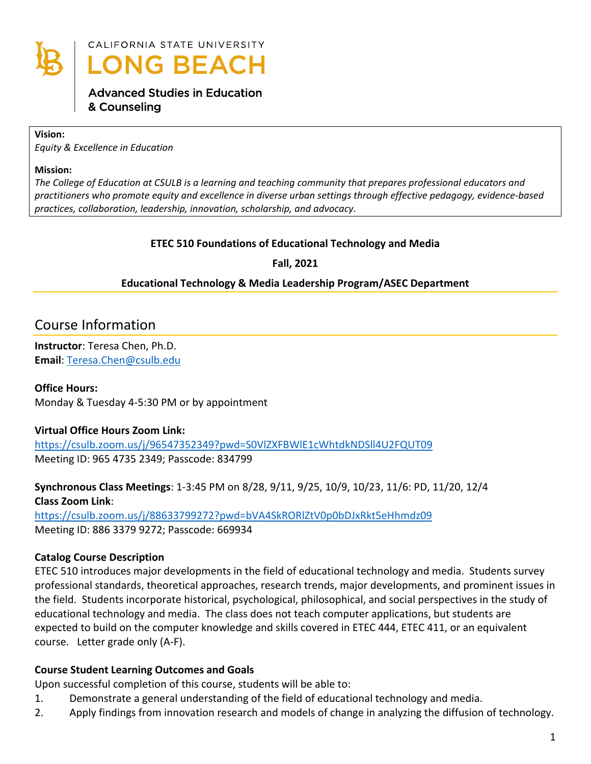CALIFORNIA STATE UNIVERSITY
LONG BEACH

Advanced Studies in Education & Counseling

**Vision:**
*Equity & Excellence in Education*

**Mission:**
*The College of Education at CSULB is a learning and teaching community that prepares professional educators and practitioners who promote equity and excellence in diverse urban settings through effective pedagogy, evidence-based practices, collaboration, leadership, innovation, scholarship, and advocacy.*

**ETEC 510 Foundations of Educational Technology and Media**

**Fall, 2021**

**Educational Technology & Media Leadership Program/ASEC Department**

## Course Information

**Instructor**: Teresa Chen, Ph.D.
**Email**: Teresa.Chen@csulb.edu

**Office Hours:**
Monday & Tuesday 4-5:30 PM or by appointment

**Virtual Office Hours Zoom Link:**
https://csulb.zoom.us/j/96547352349?pwd=S0VlZXFBWlE1cWhtdkNDSll4U2FQUT09
Meeting ID: 965 4735 2349; Passcode: 834799

**Synchronous Class Meetings**: 1-3:45 PM on 8/28, 9/11, 9/25, 10/9, 10/23, 11/6: PD, 11/20, 12/4
**Class Zoom Link**:
https://csulb.zoom.us/j/88633799272?pwd=bVA4SkRORlZtV0p0bDJxRkt5eHhmdz09
Meeting ID: 886 3379 9272; Passcode: 669934

### Catalog Course Description

ETEC 510 introduces major developments in the field of educational technology and media. Students survey professional standards, theoretical approaches, research trends, major developments, and prominent issues in the field. Students incorporate historical, psychological, philosophical, and social perspectives in the study of educational technology and media. The class does not teach computer applications, but students are expected to build on the computer knowledge and skills covered in ETEC 444, ETEC 411, or an equivalent course. Letter grade only (A-F).

### Course Student Learning Outcomes and Goals

Upon successful completion of this course, students will be able to:

1. Demonstrate a general understanding of the field of educational technology and media.
2. Apply findings from innovation research and models of change in analyzing the diffusion of technology.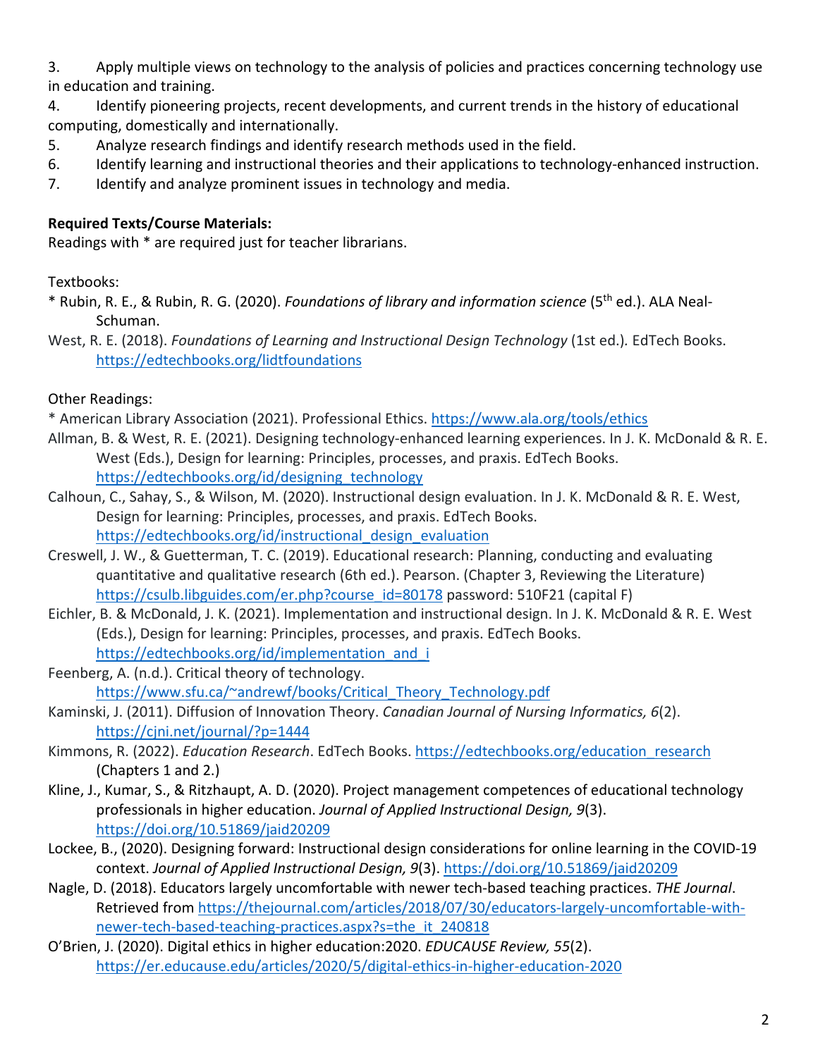3. Apply multiple views on technology to the analysis of policies and practices concerning technology use in education and training.
4. Identify pioneering projects, recent developments, and current trends in the history of educational computing, domestically and internationally.
5. Analyze research findings and identify research methods used in the field.
6. Identify learning and instructional theories and their applications to technology-enhanced instruction.
7. Identify and analyze prominent issues in technology and media.

**Required Texts/Course Materials:**
Readings with * are required just for teacher librarians.

Textbooks:
* Rubin, R. E., & Rubin, R. G. (2020). *Foundations of library and information science* (5th ed.). ALA Neal-Schuman.

West, R. E. (2018). *Foundations of Learning and Instructional Design Technology* (1st ed.). EdTech Books. https://edtechbooks.org/lidtfoundations

Other Readings:
* American Library Association (2021). Professional Ethics. https://www.ala.org/tools/ethics

Allman, B. & West, R. E. (2021). Designing technology-enhanced learning experiences. In J. K. McDonald & R. E. West (Eds.), Design for learning: Principles, processes, and praxis. EdTech Books. https://edtechbooks.org/id/designing_technology

Calhoun, C., Sahay, S., & Wilson, M. (2020). Instructional design evaluation. In J. K. McDonald & R. E. West, Design for learning: Principles, processes, and praxis. EdTech Books. https://edtechbooks.org/id/instructional_design_evaluation

Creswell, J. W., & Guetterman, T. C. (2019). Educational research: Planning, conducting and evaluating quantitative and qualitative research (6th ed.). Pearson. (Chapter 3, Reviewing the Literature) https://csulb.libguides.com/er.php?course_id=80178 password: 510F21 (capital F)

Eichler, B. & McDonald, J. K. (2021). Implementation and instructional design. In J. K. McDonald & R. E. West (Eds.), Design for learning: Principles, processes, and praxis. EdTech Books. https://edtechbooks.org/id/implementation_and_i

Feenberg, A. (n.d.). Critical theory of technology. https://www.sfu.ca/~andrewf/books/Critical_Theory_Technology.pdf

Kaminski, J. (2011). Diffusion of Innovation Theory. *Canadian Journal of Nursing Informatics, 6*(2). https://cjni.net/journal/?p=1444

Kimmons, R. (2022). *Education Research*. EdTech Books. https://edtechbooks.org/education_research (Chapters 1 and 2.)

Kline, J., Kumar, S., & Ritzhaupt, A. D. (2020). Project management competences of educational technology professionals in higher education. *Journal of Applied Instructional Design, 9*(3). https://doi.org/10.51869/jaid20209

Lockee, B., (2020). Designing forward: Instructional design considerations for online learning in the COVID-19 context. *Journal of Applied Instructional Design, 9*(3). https://doi.org/10.51869/jaid20209

Nagle, D. (2018). Educators largely uncomfortable with newer tech-based teaching practices. *THE Journal*. Retrieved from https://thejournal.com/articles/2018/07/30/educators-largely-uncomfortable-with-newer-tech-based-teaching-practices.aspx?s=the_it_240818

O'Brien, J. (2020). Digital ethics in higher education:2020. *EDUCAUSE Review, 55*(2). https://er.educause.edu/articles/2020/5/digital-ethics-in-higher-education-2020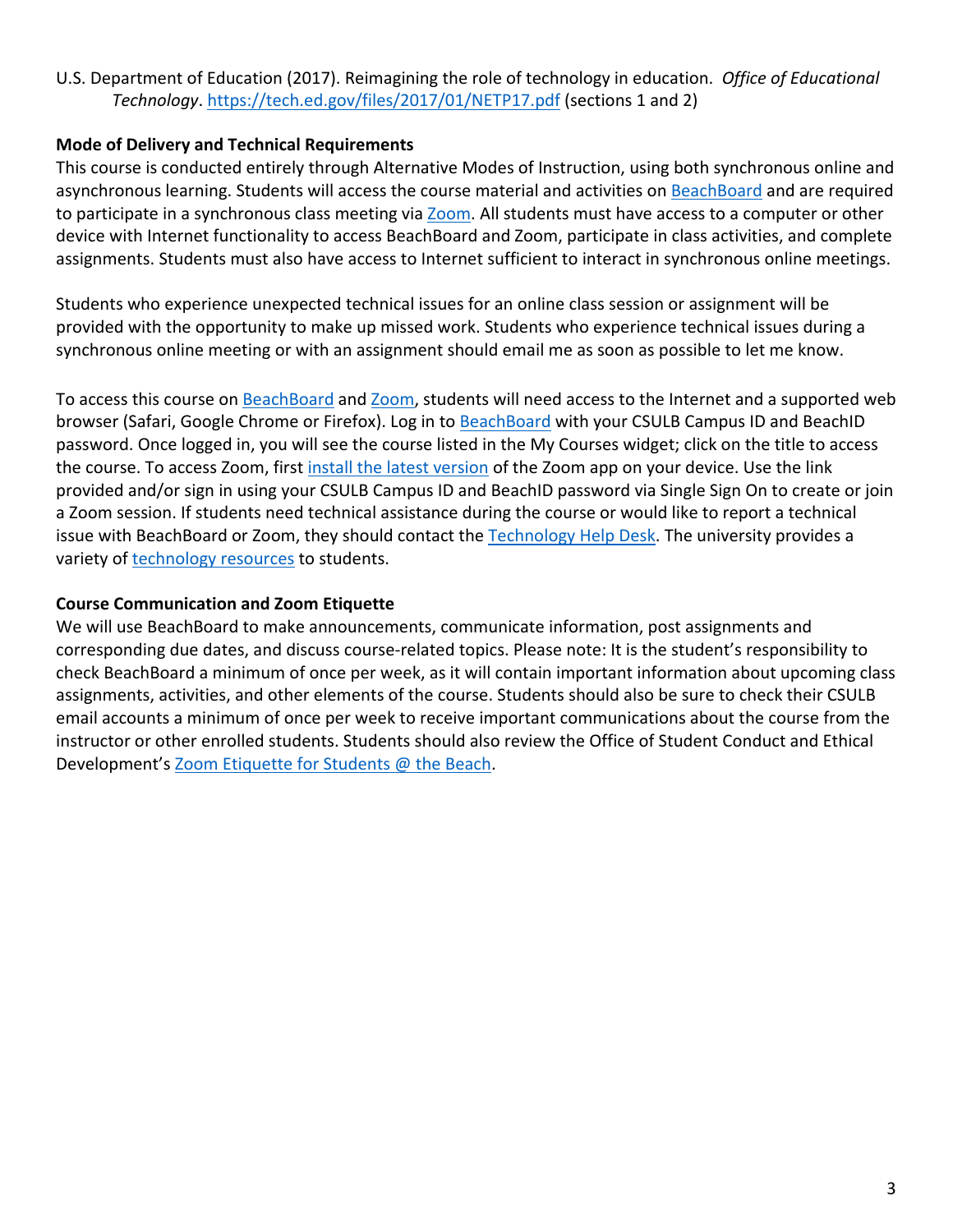U.S. Department of Education (2017). Reimagining the role of technology in education. *Office of Educational Technology*. https://tech.ed.gov/files/2017/01/NETP17.pdf (sections 1 and 2)

**Mode of Delivery and Technical Requirements**

This course is conducted entirely through Alternative Modes of Instruction, using both synchronous online and asynchronous learning. Students will access the course material and activities on BeachBoard and are required to participate in a synchronous class meeting via Zoom. All students must have access to a computer or other device with Internet functionality to access BeachBoard and Zoom, participate in class activities, and complete assignments. Students must also have access to Internet sufficient to interact in synchronous online meetings.

Students who experience unexpected technical issues for an online class session or assignment will be provided with the opportunity to make up missed work. Students who experience technical issues during a synchronous online meeting or with an assignment should email me as soon as possible to let me know.

To access this course on BeachBoard and Zoom, students will need access to the Internet and a supported web browser (Safari, Google Chrome or Firefox). Log in to BeachBoard with your CSULB Campus ID and BeachID password. Once logged in, you will see the course listed in the My Courses widget; click on the title to access the course. To access Zoom, first install the latest version of the Zoom app on your device. Use the link provided and/or sign in using your CSULB Campus ID and BeachID password via Single Sign On to create or join a Zoom session. If students need technical assistance during the course or would like to report a technical issue with BeachBoard or Zoom, they should contact the Technology Help Desk. The university provides a variety of technology resources to students.

**Course Communication and Zoom Etiquette**

We will use BeachBoard to make announcements, communicate information, post assignments and corresponding due dates, and discuss course-related topics. Please note: It is the student's responsibility to check BeachBoard a minimum of once per week, as it will contain important information about upcoming class assignments, activities, and other elements of the course. Students should also be sure to check their CSULB email accounts a minimum of once per week to receive important communications about the course from the instructor or other enrolled students. Students should also review the Office of Student Conduct and Ethical Development's Zoom Etiquette for Students @ the Beach.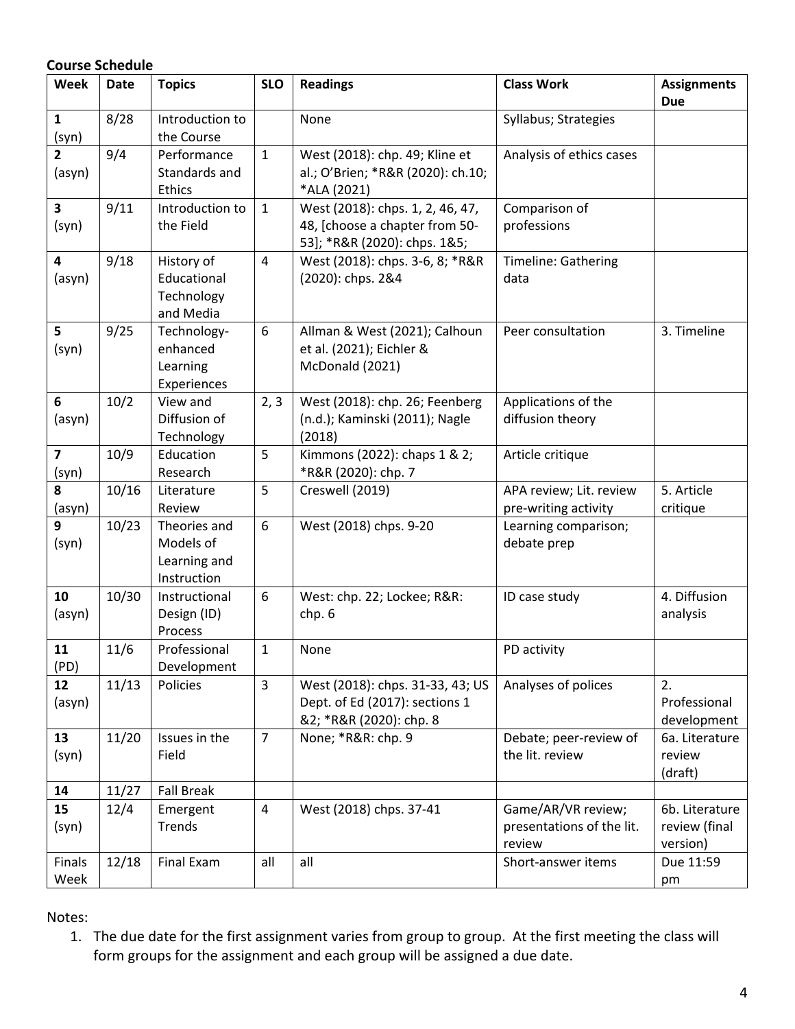**Course Schedule**

| Week | Date | Topics | SLO | Readings | Class Work | Assignments Due |
|---|---|---|---|---|---|---|
| 1 (syn) | 8/28 | Introduction to the Course | | None | Syllabus; Strategies | |
| 2 (asyn) | 9/4 | Performance Standards and Ethics | 1 | West (2018): chp. 49; Kline et al.; O'Brien; *R&R (2020): ch.10; *ALA (2021) | Analysis of ethics cases | |
| 3 (syn) | 9/11 | Introduction to the Field | 1 | West (2018): chps. 1, 2, 46, 47, 48, [choose a chapter from 50-53]; *R&R (2020): chps. 1&5; | Comparison of professions | |
| 4 (asyn) | 9/18 | History of Educational Technology and Media | 4 | West (2018): chps. 3-6, 8; *R&R (2020): chps. 2&4 | Timeline: Gathering data | |
| 5 (syn) | 9/25 | Technology-enhanced Learning Experiences | 6 | Allman & West (2021); Calhoun et al. (2021); Eichler & McDonald (2021) | Peer consultation | 3. Timeline |
| 6 (asyn) | 10/2 | View and Diffusion of Technology | 2, 3 | West (2018): chp. 26; Feenberg (n.d.); Kaminski (2011); Nagle (2018) | Applications of the diffusion theory | |
| 7 (syn) | 10/9 | Education Research | 5 | Kimmons (2022): chaps 1 & 2; *R&R (2020): chp. 7 | Article critique | |
| 8 (asyn) | 10/16 | Literature Review | 5 | Creswell (2019) | APA review; Lit. review pre-writing activity | 5. Article critique |
| 9 (syn) | 10/23 | Theories and Models of Learning and Instruction | 6 | West (2018) chps. 9-20 | Learning comparison; debate prep | |
| 10 (asyn) | 10/30 | Instructional Design (ID) Process | 6 | West: chp. 22; Lockee; R&R: chp. 6 | ID case study | 4. Diffusion analysis |
| 11 (PD) | 11/6 | Professional Development | 1 | None | PD activity | |
| 12 (asyn) | 11/13 | Policies | 3 | West (2018): chps. 31-33, 43; US Dept. of Ed (2017): sections 1 &2; *R&R (2020): chp. 8 | Analyses of polices | 2. Professional development |
| 13 (syn) | 11/20 | Issues in the Field | 7 | None; *R&R: chp. 9 | Debate; peer-review of the lit. review | 6a. Literature review (draft) |
| 14 | 11/27 | Fall Break | | | | |
| 15 (syn) | 12/4 | Emergent Trends | 4 | West (2018) chps. 37-41 | Game/AR/VR review; presentations of the lit. review | 6b. Literature review (final version) |
| Finals Week | 12/18 | Final Exam | all | all | Short-answer items | Due 11:59 pm |

Notes:

1. The due date for the first assignment varies from group to group. At the first meeting the class will form groups for the assignment and each group will be assigned a due date.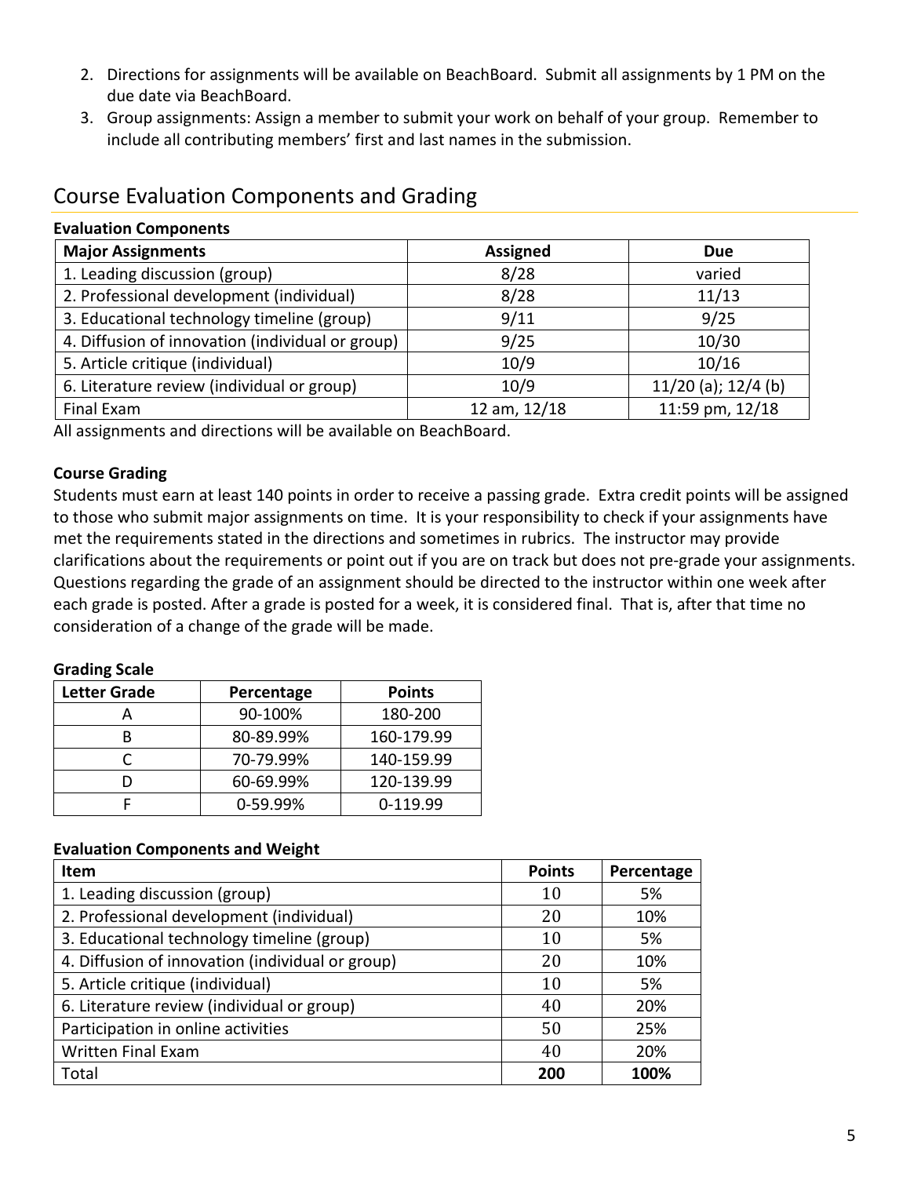2. Directions for assignments will be available on BeachBoard. Submit all assignments by 1 PM on the due date via BeachBoard.
3. Group assignments: Assign a member to submit your work on behalf of your group. Remember to include all contributing members' first and last names in the submission.

## Course Evaluation Components and Grading

**Evaluation Components**

| Major Assignments | Assigned | Due |
|---|---|---|
| 1. Leading discussion (group) | 8/28 | varied |
| 2. Professional development (individual) | 8/28 | 11/13 |
| 3. Educational technology timeline (group) | 9/11 | 9/25 |
| 4. Diffusion of innovation (individual or group) | 9/25 | 10/30 |
| 5. Article critique (individual) | 10/9 | 10/16 |
| 6. Literature review (individual or group) | 10/9 | 11/20 (a); 12/4 (b) |
| Final Exam | 12 am, 12/18 | 11:59 pm, 12/18 |

All assignments and directions will be available on BeachBoard.

**Course Grading**

Students must earn at least 140 points in order to receive a passing grade. Extra credit points will be assigned to those who submit major assignments on time. It is your responsibility to check if your assignments have met the requirements stated in the directions and sometimes in rubrics. The instructor may provide clarifications about the requirements or point out if you are on track but does not pre-grade your assignments. Questions regarding the grade of an assignment should be directed to the instructor within one week after each grade is posted. After a grade is posted for a week, it is considered final. That is, after that time no consideration of a change of the grade will be made.

**Grading Scale**

| Letter Grade | Percentage | Points |
|---|---|---|
| A | 90-100% | 180-200 |
| B | 80-89.99% | 160-179.99 |
| C | 70-79.99% | 140-159.99 |
| D | 60-69.99% | 120-139.99 |
| F | 0-59.99% | 0-119.99 |

**Evaluation Components and Weight**

| Item | Points | Percentage |
|---|---|---|
| 1. Leading discussion (group) | 10 | 5% |
| 2. Professional development (individual) | 20 | 10% |
| 3. Educational technology timeline (group) | 10 | 5% |
| 4. Diffusion of innovation (individual or group) | 20 | 10% |
| 5. Article critique (individual) | 10 | 5% |
| 6. Literature review (individual or group) | 40 | 20% |
| Participation in online activities | 50 | 25% |
| Written Final Exam | 40 | 20% |
| Total | **200** | **100%** |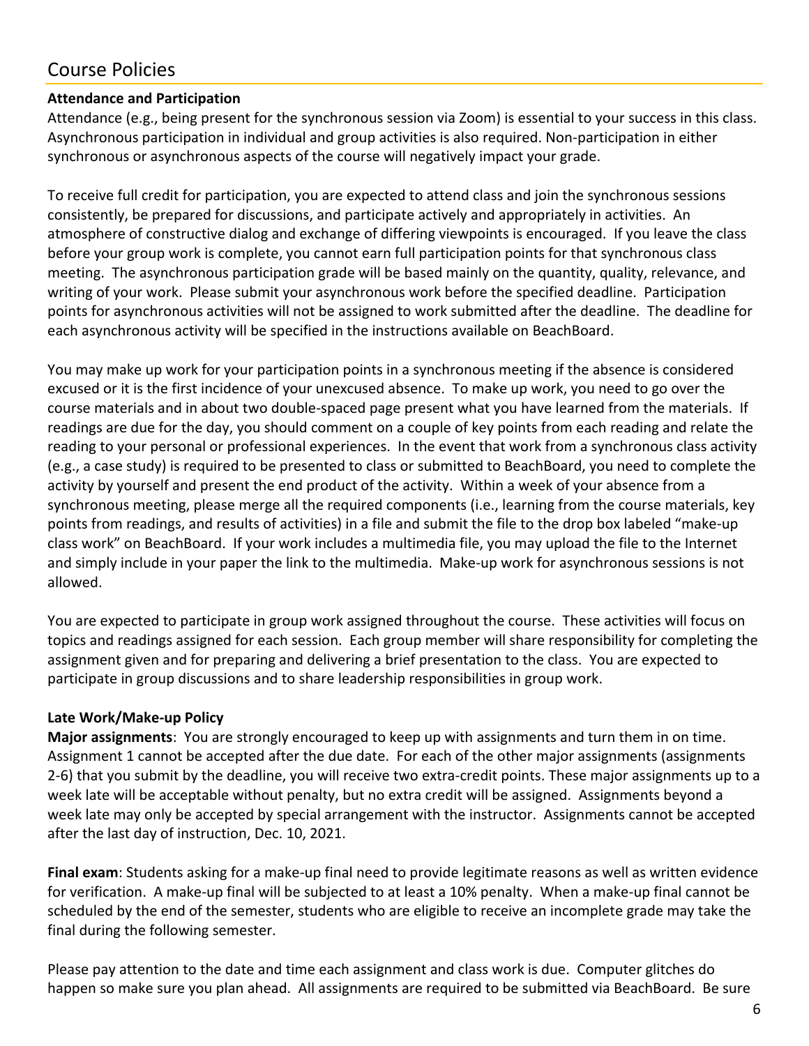## Course Policies

**Attendance and Participation**

Attendance (e.g., being present for the synchronous session via Zoom) is essential to your success in this class. Asynchronous participation in individual and group activities is also required. Non-participation in either synchronous or asynchronous aspects of the course will negatively impact your grade.

To receive full credit for participation, you are expected to attend class and join the synchronous sessions consistently, be prepared for discussions, and participate actively and appropriately in activities. An atmosphere of constructive dialog and exchange of differing viewpoints is encouraged. If you leave the class before your group work is complete, you cannot earn full participation points for that synchronous class meeting. The asynchronous participation grade will be based mainly on the quantity, quality, relevance, and writing of your work. Please submit your asynchronous work before the specified deadline. Participation points for asynchronous activities will not be assigned to work submitted after the deadline. The deadline for each asynchronous activity will be specified in the instructions available on BeachBoard.

You may make up work for your participation points in a synchronous meeting if the absence is considered excused or it is the first incidence of your unexcused absence. To make up work, you need to go over the course materials and in about two double-spaced page present what you have learned from the materials. If readings are due for the day, you should comment on a couple of key points from each reading and relate the reading to your personal or professional experiences. In the event that work from a synchronous class activity (e.g., a case study) is required to be presented to class or submitted to BeachBoard, you need to complete the activity by yourself and present the end product of the activity. Within a week of your absence from a synchronous meeting, please merge all the required components (i.e., learning from the course materials, key points from readings, and results of activities) in a file and submit the file to the drop box labeled "make-up class work" on BeachBoard. If your work includes a multimedia file, you may upload the file to the Internet and simply include in your paper the link to the multimedia. Make-up work for asynchronous sessions is not allowed.

You are expected to participate in group work assigned throughout the course. These activities will focus on topics and readings assigned for each session. Each group member will share responsibility for completing the assignment given and for preparing and delivering a brief presentation to the class. You are expected to participate in group discussions and to share leadership responsibilities in group work.

**Late Work/Make-up Policy**

**Major assignments**: You are strongly encouraged to keep up with assignments and turn them in on time. Assignment 1 cannot be accepted after the due date. For each of the other major assignments (assignments 2-6) that you submit by the deadline, you will receive two extra-credit points. These major assignments up to a week late will be acceptable without penalty, but no extra credit will be assigned. Assignments beyond a week late may only be accepted by special arrangement with the instructor. Assignments cannot be accepted after the last day of instruction, Dec. 10, 2021.

**Final exam**: Students asking for a make-up final need to provide legitimate reasons as well as written evidence for verification. A make-up final will be subjected to at least a 10% penalty. When a make-up final cannot be scheduled by the end of the semester, students who are eligible to receive an incomplete grade may take the final during the following semester.

Please pay attention to the date and time each assignment and class work is due. Computer glitches do happen so make sure you plan ahead. All assignments are required to be submitted via BeachBoard. Be sure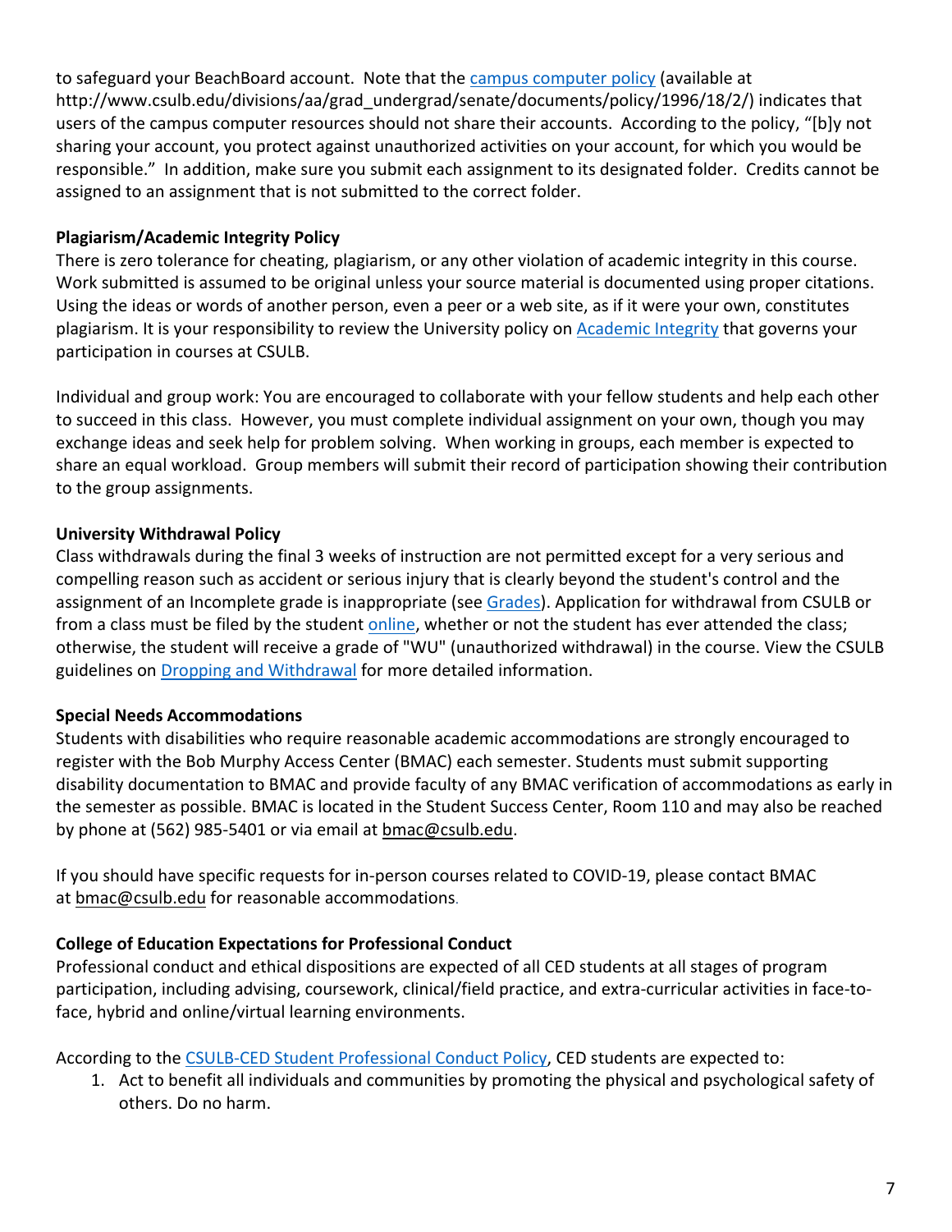to safeguard your BeachBoard account. Note that the [campus computer policy](http://www.csulb.edu/divisions/aa/grad_undergrad/senate/documents/policy/1996/18/2/) (available at http://www.csulb.edu/divisions/aa/grad_undergrad/senate/documents/policy/1996/18/2/) indicates that users of the campus computer resources should not share their accounts. According to the policy, "[b]y not sharing your account, you protect against unauthorized activities on your account, for which you would be responsible." In addition, make sure you submit each assignment to its designated folder. Credits cannot be assigned to an assignment that is not submitted to the correct folder.

**Plagiarism/Academic Integrity Policy**

There is zero tolerance for cheating, plagiarism, or any other violation of academic integrity in this course. Work submitted is assumed to be original unless your source material is documented using proper citations. Using the ideas or words of another person, even a peer or a web site, as if it were your own, constitutes plagiarism. It is your responsibility to review the University policy on Academic Integrity that governs your participation in courses at CSULB.

Individual and group work: You are encouraged to collaborate with your fellow students and help each other to succeed in this class. However, you must complete individual assignment on your own, though you may exchange ideas and seek help for problem solving. When working in groups, each member is expected to share an equal workload. Group members will submit their record of participation showing their contribution to the group assignments.

**University Withdrawal Policy**

Class withdrawals during the final 3 weeks of instruction are not permitted except for a very serious and compelling reason such as accident or serious injury that is clearly beyond the student's control and the assignment of an Incomplete grade is inappropriate (see Grades). Application for withdrawal from CSULB or from a class must be filed by the student online, whether or not the student has ever attended the class; otherwise, the student will receive a grade of "WU" (unauthorized withdrawal) in the course. View the CSULB guidelines on Dropping and Withdrawal for more detailed information.

**Special Needs Accommodations**

Students with disabilities who require reasonable academic accommodations are strongly encouraged to register with the Bob Murphy Access Center (BMAC) each semester. Students must submit supporting disability documentation to BMAC and provide faculty of any BMAC verification of accommodations as early in the semester as possible. BMAC is located in the Student Success Center, Room 110 and may also be reached by phone at (562) 985-5401 or via email at bmac@csulb.edu.

If you should have specific requests for in-person courses related to COVID-19, please contact BMAC at bmac@csulb.edu for reasonable accommodations.

**College of Education Expectations for Professional Conduct**

Professional conduct and ethical dispositions are expected of all CED students at all stages of program participation, including advising, coursework, clinical/field practice, and extra-curricular activities in face-to-face, hybrid and online/virtual learning environments.

According to the CSULB-CED Student Professional Conduct Policy, CED students are expected to:

1. Act to benefit all individuals and communities by promoting the physical and psychological safety of others. Do no harm.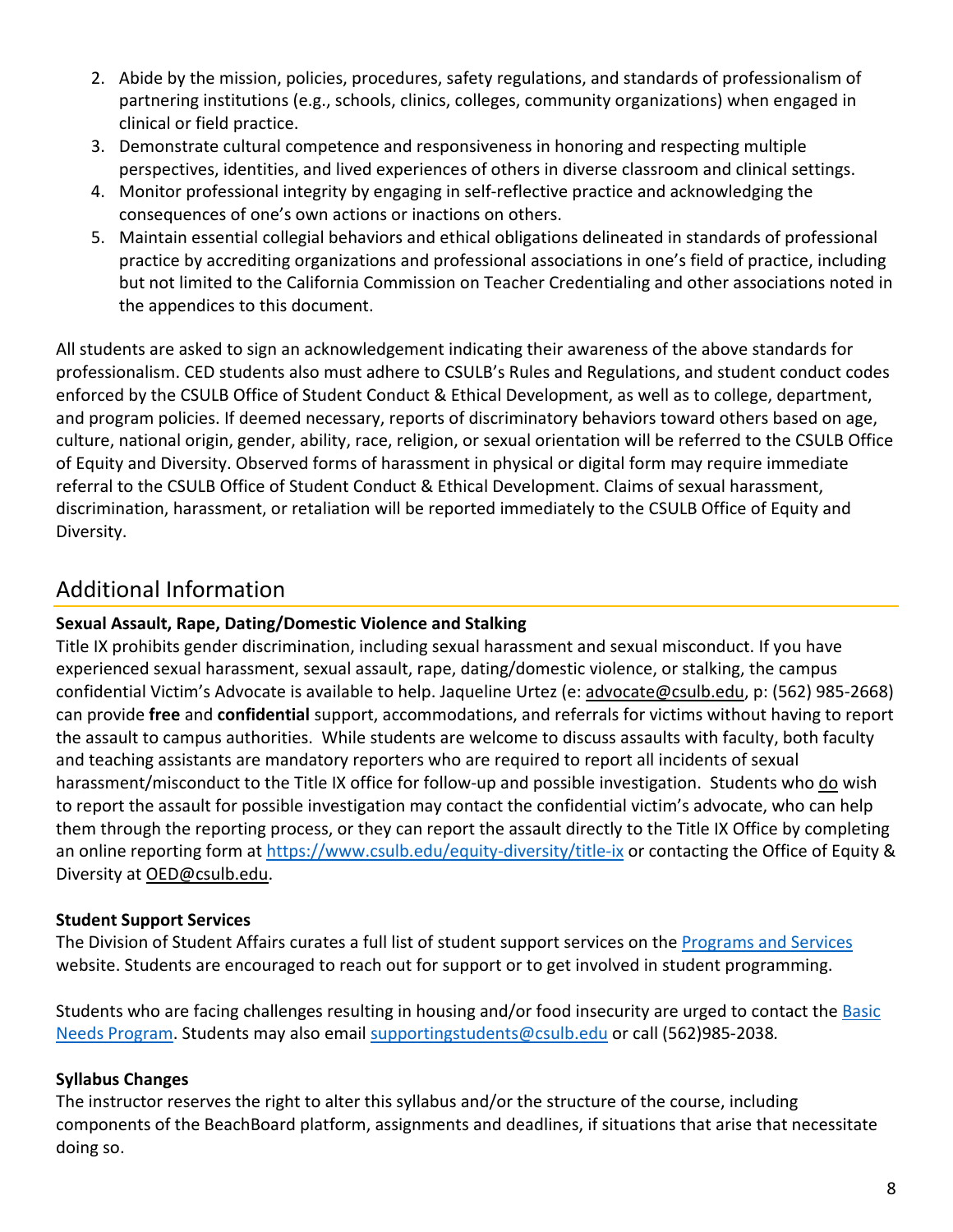2. Abide by the mission, policies, procedures, safety regulations, and standards of professionalism of partnering institutions (e.g., schools, clinics, colleges, community organizations) when engaged in clinical or field practice.
3. Demonstrate cultural competence and responsiveness in honoring and respecting multiple perspectives, identities, and lived experiences of others in diverse classroom and clinical settings.
4. Monitor professional integrity by engaging in self-reflective practice and acknowledging the consequences of one's own actions or inactions on others.
5. Maintain essential collegial behaviors and ethical obligations delineated in standards of professional practice by accrediting organizations and professional associations in one's field of practice, including but not limited to the California Commission on Teacher Credentialing and other associations noted in the appendices to this document.

All students are asked to sign an acknowledgement indicating their awareness of the above standards for professionalism. CED students also must adhere to CSULB's Rules and Regulations, and student conduct codes enforced by the CSULB Office of Student Conduct & Ethical Development, as well as to college, department, and program policies. If deemed necessary, reports of discriminatory behaviors toward others based on age, culture, national origin, gender, ability, race, religion, or sexual orientation will be referred to the CSULB Office of Equity and Diversity. Observed forms of harassment in physical or digital form may require immediate referral to the CSULB Office of Student Conduct & Ethical Development. Claims of sexual harassment, discrimination, harassment, or retaliation will be reported immediately to the CSULB Office of Equity and Diversity.

## Additional Information

**Sexual Assault, Rape, Dating/Domestic Violence and Stalking**
Title IX prohibits gender discrimination, including sexual harassment and sexual misconduct. If you have experienced sexual harassment, sexual assault, rape, dating/domestic violence, or stalking, the campus confidential Victim's Advocate is available to help. Jaqueline Urtez (e: advocate@csulb.edu, p: (562) 985-2668) can provide **free** and **confidential** support, accommodations, and referrals for victims without having to report the assault to campus authorities. While students are welcome to discuss assaults with faculty, both faculty and teaching assistants are mandatory reporters who are required to report all incidents of sexual harassment/misconduct to the Title IX office for follow-up and possible investigation. Students who do wish to report the assault for possible investigation may contact the confidential victim's advocate, who can help them through the reporting process, or they can report the assault directly to the Title IX Office by completing an online reporting form at https://www.csulb.edu/equity-diversity/title-ix or contacting the Office of Equity & Diversity at OED@csulb.edu.

**Student Support Services**
The Division of Student Affairs curates a full list of student support services on the Programs and Services website. Students are encouraged to reach out for support or to get involved in student programming.

Students who are facing challenges resulting in housing and/or food insecurity are urged to contact the Basic Needs Program. Students may also email supportingstudents@csulb.edu or call (562)985-2038.

**Syllabus Changes**
The instructor reserves the right to alter this syllabus and/or the structure of the course, including components of the BeachBoard platform, assignments and deadlines, if situations that arise that necessitate doing so.